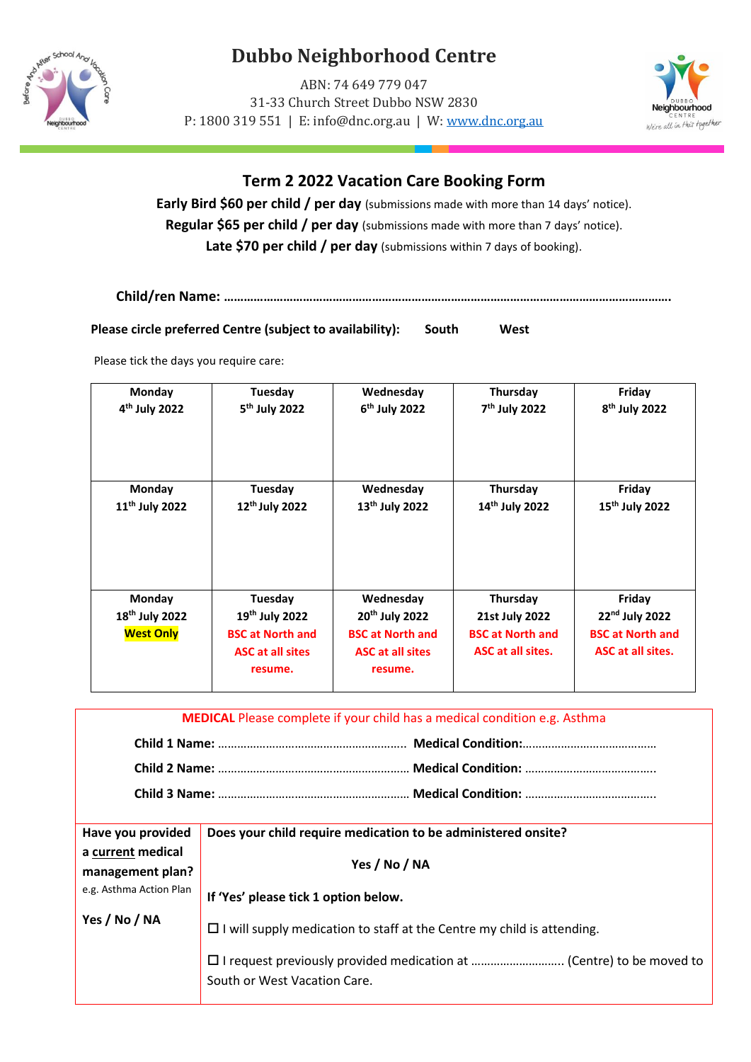# Dubbo Neighborhood Centre

ABN: 74 649 779 047
31-33 Church Street Dubbo NSW 2830
P: 1800 319 551 | E: info@dnc.org.au | W: www.dnc.org.au

## Term 2 2022 Vacation Care Booking Form

**Early Bird $60 per child / per day** (submissions made with more than 14 days' notice).
**Regular $65 per child / per day** (submissions made with more than 7 days' notice).
**Late $70 per child / per day** (submissions within 7 days of booking).

**Child/ren Name: …………………………………………………………………………………………………………………**

**Please circle preferred Centre (subject to availability): South West**

Please tick the days you require care:

| | | | | |
|---|---|---|---|---|
| **Monday 4th July 2022** | **Tuesday 5th July 2022** | **Wednesday 6th July 2022** | **Thursday 7th July 2022** | **Friday 8th July 2022** |
| **Monday 11th July 2022** | **Tuesday 12th July 2022** | **Wednesday 13th July 2022** | **Thursday 14th July 2022** | **Friday 15th July 2022** |
| **Monday 18th July 2022 West Only** | **Tuesday 19th July 2022 BSC at North and ASC at all sites resume.** | **Wednesday 20th July 2022 BSC at North and ASC at all sites resume.** | **Thursday 21st July 2022 BSC at North and ASC at all sites.** | **Friday 22nd July 2022 BSC at North and ASC at all sites.** |

**MEDICAL** Please complete if your child has a medical condition e.g. Asthma

**Child 1 Name:** ……………………………………………….. **Medical Condition:**…………………………………

**Child 2 Name:** ……………………………………………….. **Medical Condition:** …………………………………

**Child 3 Name:** ……………………………………………….. **Medical Condition:** …………………………………

| | |
|---|---|
| **Have you provided a current medical management plan?** e.g. Asthma Action Plan **Yes / No / NA** | **Does your child require medication to be administered onsite?** **Yes / No / NA** **If 'Yes' please tick 1 option below.** ☐ I will supply medication to staff at the Centre my child is attending. ☐ I request previously provided medication at ……………………….. (Centre) to be moved to South or West Vacation Care. |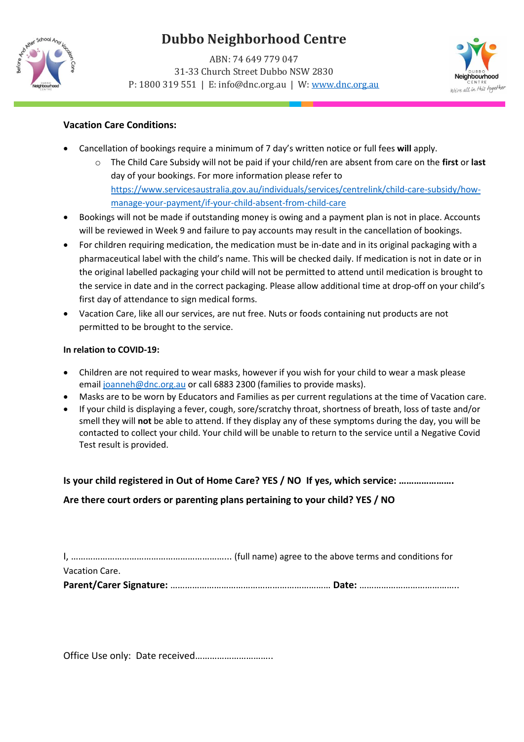# Dubbo Neighborhood Centre

ABN: 74 649 779 047
31-33 Church Street Dubbo NSW 2830
P: 1800 319 551 | E: info@dnc.org.au | W: www.dnc.org.au

**Vacation Care Conditions:**

- Cancellation of bookings require a minimum of 7 day's written notice or full fees **will** apply.
  - The Child Care Subsidy will not be paid if your child/ren are absent from care on the **first** or **last** day of your bookings. For more information please refer to https://www.servicesaustralia.gov.au/individuals/services/centrelink/child-care-subsidy/how-manage-your-payment/if-your-child-absent-from-child-care
- Bookings will not be made if outstanding money is owing and a payment plan is not in place. Accounts will be reviewed in Week 9 and failure to pay accounts may result in the cancellation of bookings.
- For children requiring medication, the medication must be in-date and in its original packaging with a pharmaceutical label with the child's name. This will be checked daily. If medication is not in date or in the original labelled packaging your child will not be permitted to attend until medication is brought to the service in date and in the correct packaging. Please allow additional time at drop-off on your child's first day of attendance to sign medical forms.
- Vacation Care, like all our services, are nut free. Nuts or foods containing nut products are not permitted to be brought to the service.

**In relation to COVID-19:**

- Children are not required to wear masks, however if you wish for your child to wear a mask please email joanneh@dnc.org.au or call 6883 2300 (families to provide masks).
- Masks are to be worn by Educators and Families as per current regulations at the time of Vacation care.
- If your child is displaying a fever, cough, sore/scratchy throat, shortness of breath, loss of taste and/or smell they will **not** be able to attend. If they display any of these symptoms during the day, you will be contacted to collect your child. Your child will be unable to return to the service until a Negative Covid Test result is provided.

**Is your child registered in Out of Home Care? YES / NO If yes, which service: ………………….**

**Are there court orders or parenting plans pertaining to your child? YES / NO**

I, ……………………………………………………….. (full name) agree to the above terms and conditions for Vacation Care.

**Parent/Carer Signature:** ………………………………………………………… **Date:** …………………………………..

Office Use only: Date received…………………………..